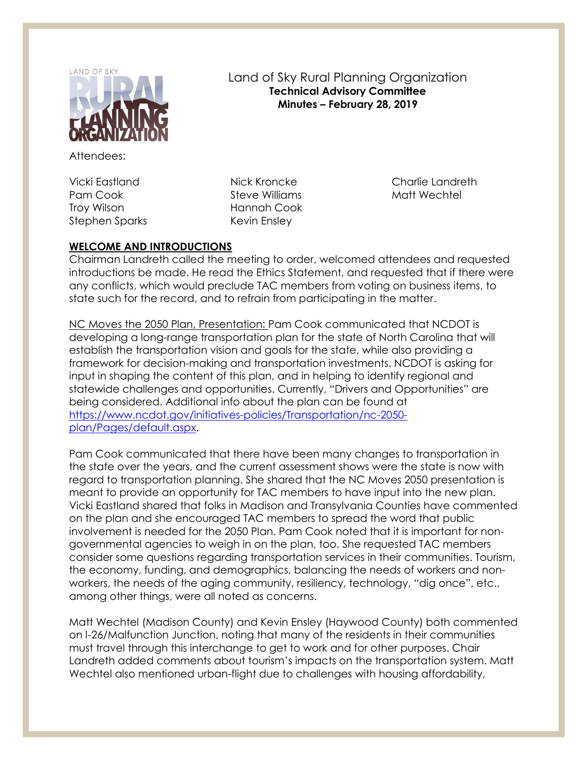# Land of Sky Rural Planning Organization

**Technical Advisory Committee**

**Minutes – February 28, 2019**

Attendees:

Vicki Eastland
Pam Cook
Troy Wilson
Stephen Sparks
Nick Kroncke
Steve Williams
Hannah Cook
Kevin Ensley
Charlie Landreth
Matt Wechtel

## WELCOME AND INTRODUCTIONS

Chairman Landreth called the meeting to order, welcomed attendees and requested introductions be made. He read the Ethics Statement, and requested that if there were any conflicts, which would preclude TAC members from voting on business items, to state such for the record, and to refrain from participating in the matter.

NC Moves the 2050 Plan, Presentation: Pam Cook communicated that NCDOT is developing a long-range transportation plan for the state of North Carolina that will establish the transportation vision and goals for the state, while also providing a framework for decision-making and transportation investments. NCDOT is asking for input in shaping the content of this plan, and in helping to identify regional and statewide challenges and opportunities. Currently, "Drivers and Opportunities" are being considered. Additional info about the plan can be found at https://www.ncdot.gov/initiatives-policies/Transportation/nc-2050-plan/Pages/default.aspx.

Pam Cook communicated that there have been many changes to transportation in the state over the years, and the current assessment shows were the state is now with regard to transportation planning. She shared that the NC Moves 2050 presentation is meant to provide an opportunity for TAC members to have input into the new plan. Vicki Eastland shared that folks in Madison and Transylvania Counties have commented on the plan and she encouraged TAC members to spread the word that public involvement is needed for the 2050 Plan. Pam Cook noted that it is important for non-governmental agencies to weigh in on the plan, too. She requested TAC members consider some questions regarding transportation services in their communities. Tourism, the economy, funding, and demographics, balancing the needs of workers and non-workers, the needs of the aging community, resiliency, technology, "dig once", etc., among other things, were all noted as concerns.

Matt Wechtel (Madison County) and Kevin Ensley (Haywood County) both commented on I-26/Malfunction Junction, noting that many of the residents in their communities must travel through this interchange to get to work and for other purposes. Chair Landreth added comments about tourism's impacts on the transportation system. Matt Wechtel also mentioned urban-flight due to challenges with housing affordability,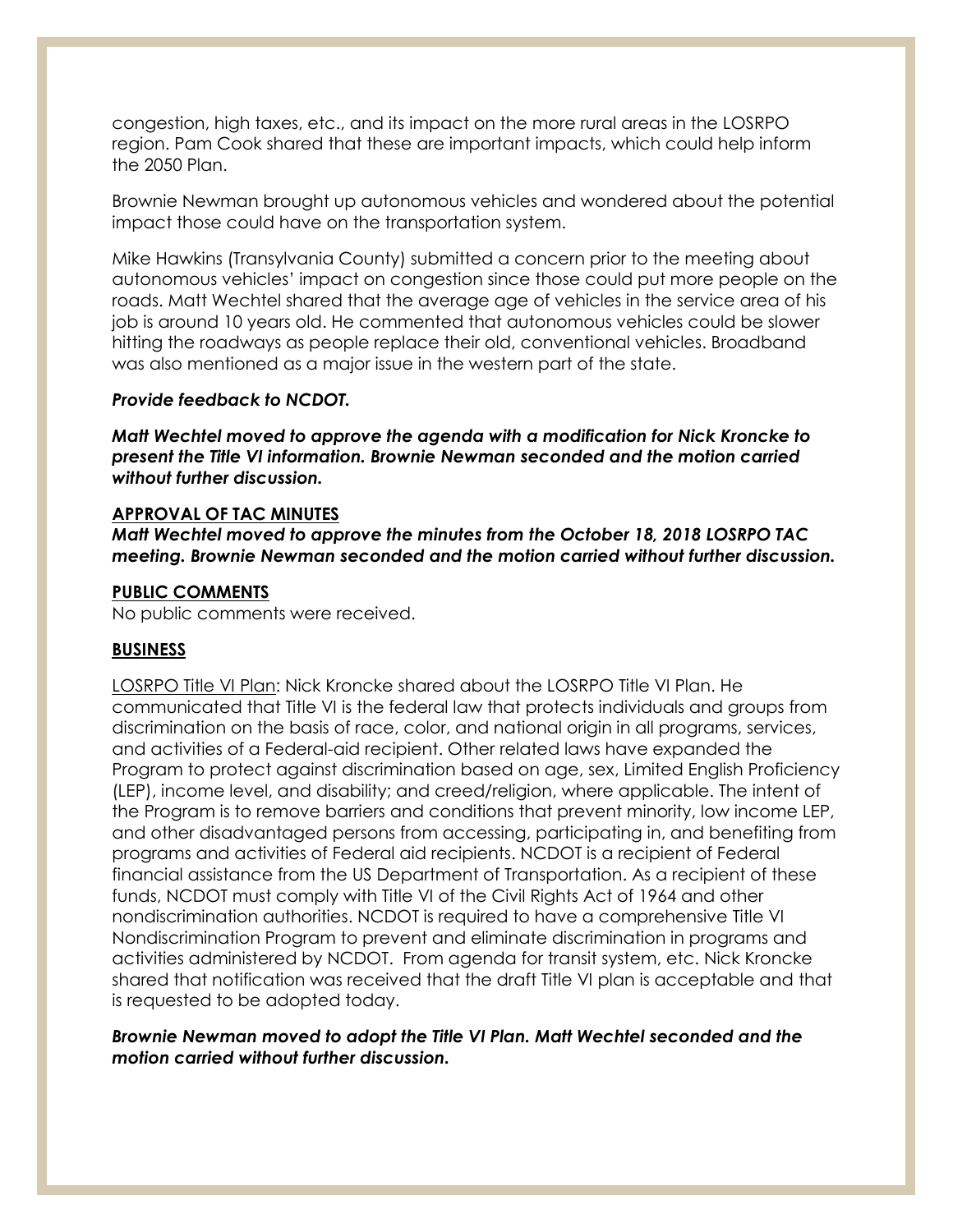congestion, high taxes, etc., and its impact on the more rural areas in the LOSRPO region. Pam Cook shared that these are important impacts, which could help inform the 2050 Plan.

Brownie Newman brought up autonomous vehicles and wondered about the potential impact those could have on the transportation system.

Mike Hawkins (Transylvania County) submitted a concern prior to the meeting about autonomous vehicles' impact on congestion since those could put more people on the roads. Matt Wechtel shared that the average age of vehicles in the service area of his job is around 10 years old. He commented that autonomous vehicles could be slower hitting the roadways as people replace their old, conventional vehicles. Broadband was also mentioned as a major issue in the western part of the state.

***Provide feedback to NCDOT.***

***Matt Wechtel moved to approve the agenda with a modification for Nick Kroncke to present the Title VI information. Brownie Newman seconded and the motion carried without further discussion.***

**APPROVAL OF TAC MINUTES**

***Matt Wechtel moved to approve the minutes from the October 18, 2018 LOSRPO TAC meeting. Brownie Newman seconded and the motion carried without further discussion.***

**PUBLIC COMMENTS**

No public comments were received.

**BUSINESS**

LOSRPO Title VI Plan: Nick Kroncke shared about the LOSRPO Title VI Plan. He communicated that Title VI is the federal law that protects individuals and groups from discrimination on the basis of race, color, and national origin in all programs, services, and activities of a Federal-aid recipient. Other related laws have expanded the Program to protect against discrimination based on age, sex, Limited English Proficiency (LEP), income level, and disability; and creed/religion, where applicable. The intent of the Program is to remove barriers and conditions that prevent minority, low income LEP, and other disadvantaged persons from accessing, participating in, and benefiting from programs and activities of Federal aid recipients. NCDOT is a recipient of Federal financial assistance from the US Department of Transportation. As a recipient of these funds, NCDOT must comply with Title VI of the Civil Rights Act of 1964 and other nondiscrimination authorities. NCDOT is required to have a comprehensive Title VI Nondiscrimination Program to prevent and eliminate discrimination in programs and activities administered by NCDOT. From agenda for transit system, etc. Nick Kroncke shared that notification was received that the draft Title VI plan is acceptable and that is requested to be adopted today.

***Brownie Newman moved to adopt the Title VI Plan. Matt Wechtel seconded and the motion carried without further discussion.***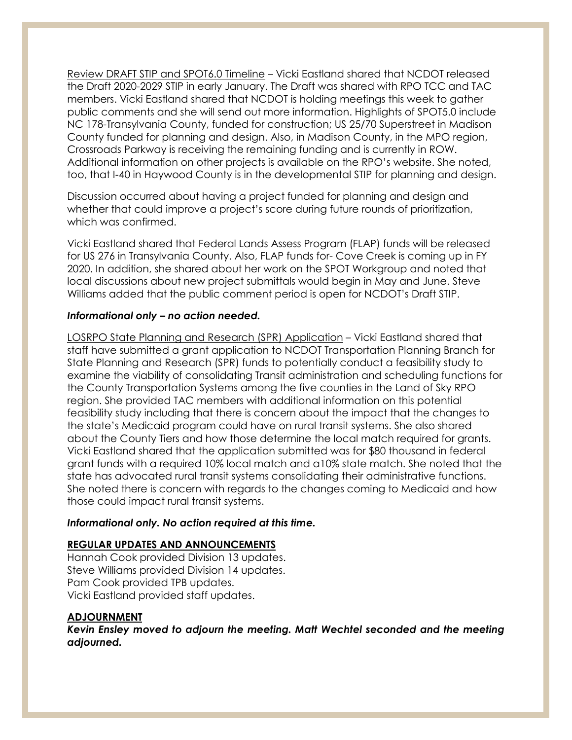Review DRAFT STIP and SPOT6.0 Timeline – Vicki Eastland shared that NCDOT released the Draft 2020-2029 STIP in early January. The Draft was shared with RPO TCC and TAC members. Vicki Eastland shared that NCDOT is holding meetings this week to gather public comments and she will send out more information. Highlights of SPOT5.0 include NC 178-Transylvania County, funded for construction; US 25/70 Superstreet in Madison County funded for planning and design. Also, in Madison County, in the MPO region, Crossroads Parkway is receiving the remaining funding and is currently in ROW. Additional information on other projects is available on the RPO's website. She noted, too, that I-40 in Haywood County is in the developmental STIP for planning and design.

Discussion occurred about having a project funded for planning and design and whether that could improve a project's score during future rounds of prioritization, which was confirmed.

Vicki Eastland shared that Federal Lands Assess Program (FLAP) funds will be released for US 276 in Transylvania County. Also, FLAP funds for- Cove Creek is coming up in FY 2020. In addition, she shared about her work on the SPOT Workgroup and noted that local discussions about new project submittals would begin in May and June. Steve Williams added that the public comment period is open for NCDOT's Draft STIP.

***Informational only – no action needed.***

LOSRPO State Planning and Research (SPR) Application – Vicki Eastland shared that staff have submitted a grant application to NCDOT Transportation Planning Branch for State Planning and Research (SPR) funds to potentially conduct a feasibility study to examine the viability of consolidating Transit administration and scheduling functions for the County Transportation Systems among the five counties in the Land of Sky RPO region. She provided TAC members with additional information on this potential feasibility study including that there is concern about the impact that the changes to the state's Medicaid program could have on rural transit systems. She also shared about the County Tiers and how those determine the local match required for grants. Vicki Eastland shared that the application submitted was for $80 thousand in federal grant funds with a required 10% local match and a10% state match. She noted that the state has advocated rural transit systems consolidating their administrative functions. She noted there is concern with regards to the changes coming to Medicaid and how those could impact rural transit systems.

***Informational only. No action required at this time.***

**REGULAR UPDATES AND ANNOUNCEMENTS**

Hannah Cook provided Division 13 updates.
Steve Williams provided Division 14 updates.
Pam Cook provided TPB updates.
Vicki Eastland provided staff updates.

**ADJOURNMENT**

***Kevin Ensley moved to adjourn the meeting. Matt Wechtel seconded and the meeting adjourned.***